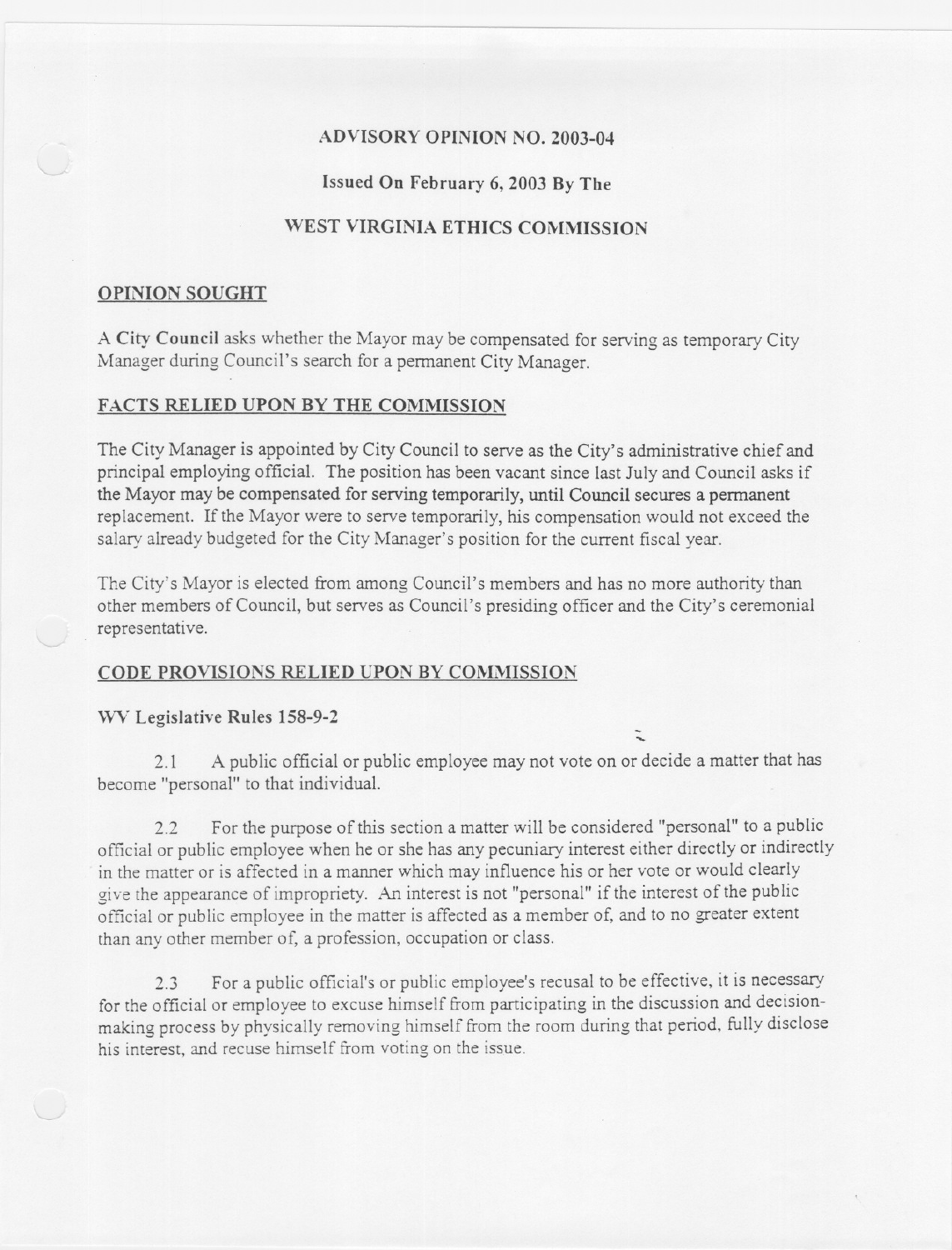# ADVISORY OPINION NO. 2003-04

## Issued On February 6, 2003 By The

## WEST VIRGINIA ETHICS COMMISSION

## OPINION SOUGHT

A **City Council** asks whether the Mayor may be compensated for serving as temporary City Manager during Council's search for a permanent City Manager.

## FACTS RELIED UPON BY THE COMMISSION

The City Manager is appointed by City Council to serve as the City's administrative chief and principal employing official. The position has been vacant since last July and Council asks if the Mayor may be compensated for serving temporarily, until Council secures a permanent replacement. If the Mayor were to serve temporarily, his compensation would not exceed the salary already budgeted for the City Manager's position for the current fiscal year.

The City's Mayor is elected from among Council's members and has no more authority than other members of Council, but serves as Council's presiding officer and the City's ceremonial representative.

## CODE PROVISIONS RELIED UPON BY COMMISSION

### WV Legislative Rules 158-9-2

2.1 A public official or public employee may not vote on or decide a matter that has become "personal" to that individual.

2.2 For the purpose of this section a matter will be considered "personal" to a public official or public employee when he or she has any pecuniary interest either directly or indirectly in the matter or is affected in a manner which may influence his or her vote or would clearly give the appearance of impropriety. An interest is not "personal" if the interest of the public official or public employee in the matter is affected as a member of, and to no greater extent than any other member of, a profession, occupation or class.

2.3 For a public official's or public employee's recusal to be effective, it is necessary for the official or employee to excuse himself from participating in the discussion and decision-making process by physically removing himself from the room during that period, fully disclose his interest, and recuse himself from voting on the issue.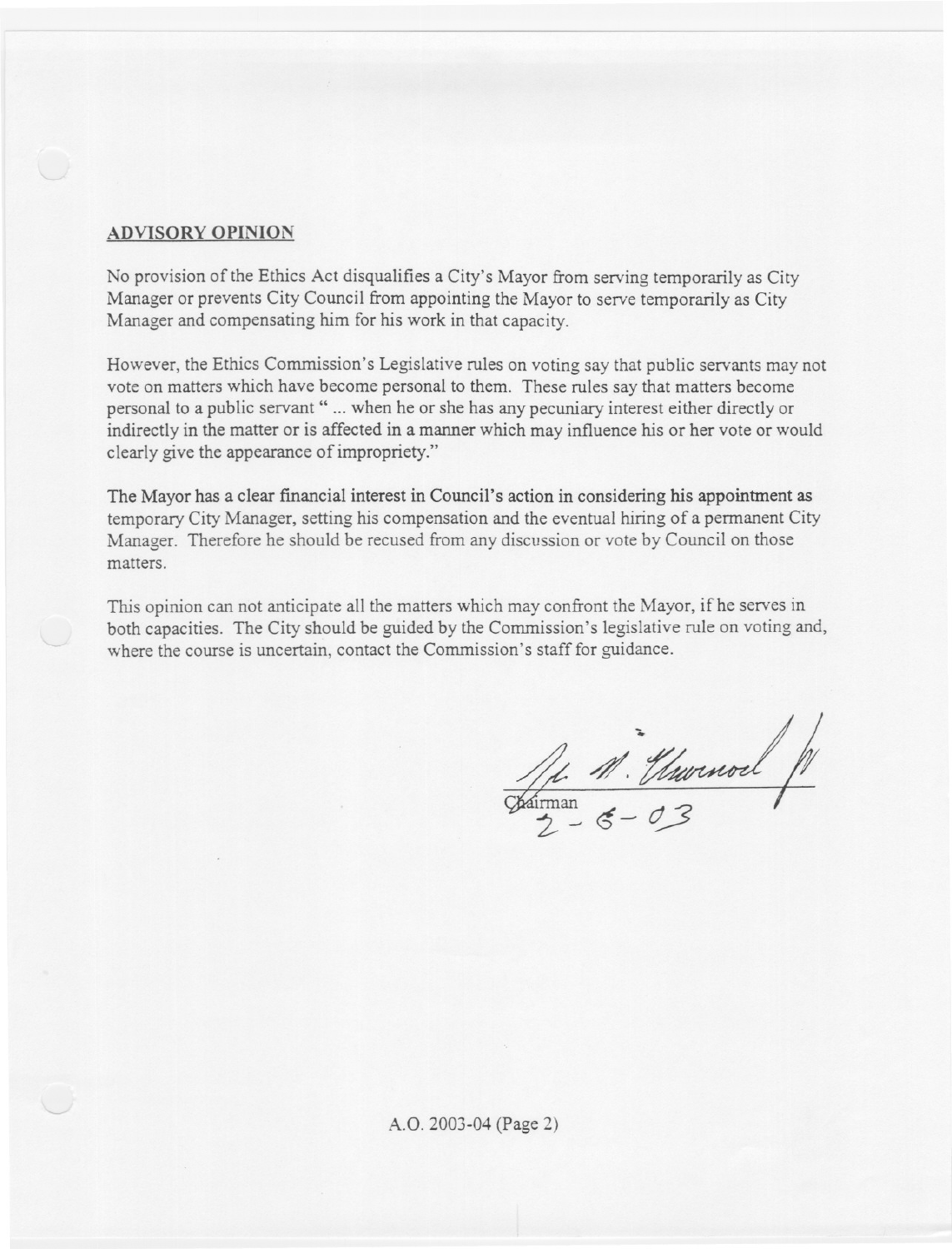## ADVISORY OPINION

No provision of the Ethics Act disqualifies a City's Mayor from serving temporarily as City Manager or prevents City Council from appointing the Mayor to serve temporarily as City Manager and compensating him for his work in that capacity.

However, the Ethics Commission's Legislative rules on voting say that public servants may not vote on matters which have become personal to them. These rules say that matters become personal to a public servant " ... when he or she has any pecuniary interest either directly or indirectly in the matter or is affected in a manner which may influence his or her vote or would clearly give the appearance of impropriety."

The Mayor has a clear financial interest in Council's action in considering his appointment as temporary City Manager, setting his compensation and the eventual hiring of a permanent City Manager. Therefore he should be recused from any discussion or vote by Council on those matters.

This opinion can not anticipate all the matters which may confront the Mayor, if he serves in both capacities. The City should be guided by the Commission's legislative rule on voting and, where the course is uncertain, contact the Commission's staff for guidance.

Chairman

2-6-03

A.O. 2003-04 (Page 2)